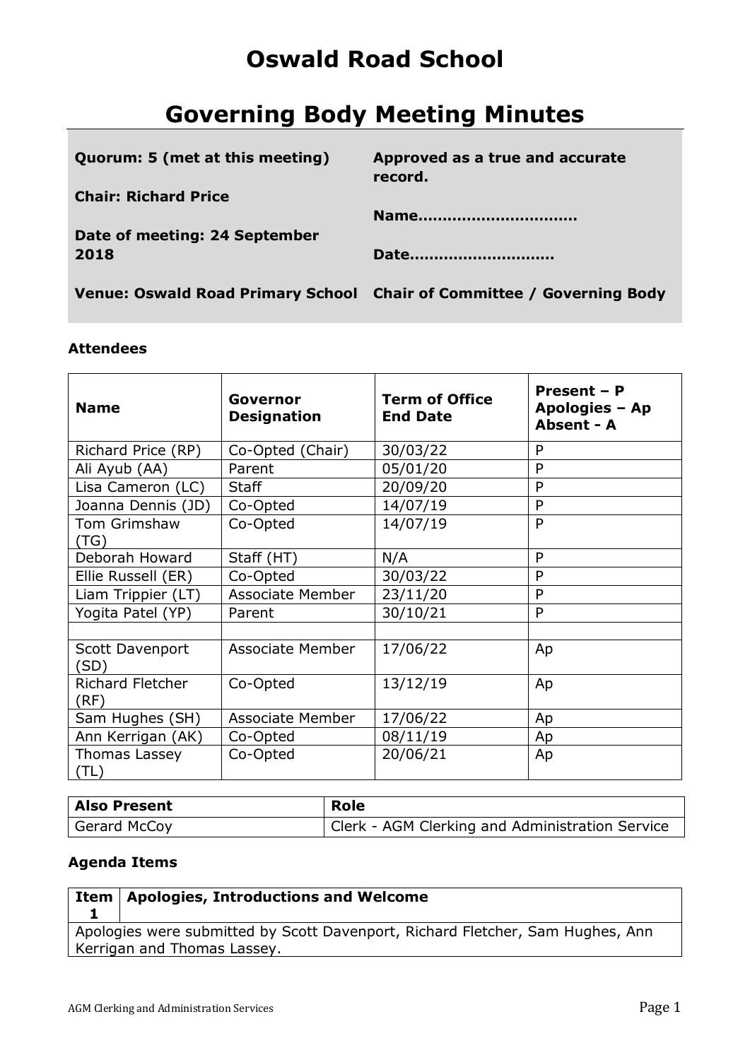# Oswald Road School

# Governing Body Meeting Minutes

| | |
|---|---|
| **Quorum: 5 (met at this meeting)** | **Approved as a true and accurate record.** |
| **Chair: Richard Price** | **Name……………………………** |
| **Date of meeting: 24 September 2018** | **Date…………………………** |
| **Venue: Oswald Road Primary School** | **Chair of Committee / Governing Body** |

### Attendees

| Name | Governor Designation | Term of Office End Date | Present – P Apologies – Ap Absent - A |
|---|---|---|---|
| Richard Price (RP) | Co-Opted (Chair) | 30/03/22 | P |
| Ali Ayub (AA) | Parent | 05/01/20 | P |
| Lisa Cameron (LC) | Staff | 20/09/20 | P |
| Joanna Dennis (JD) | Co-Opted | 14/07/19 | P |
| Tom Grimshaw (TG) | Co-Opted | 14/07/19 | P |
| Deborah Howard | Staff (HT) | N/A | P |
| Ellie Russell (ER) | Co-Opted | 30/03/22 | P |
| Liam Trippier (LT) | Associate Member | 23/11/20 | P |
| Yogita Patel (YP) | Parent | 30/10/21 | P |
| | | | |
| Scott Davenport (SD) | Associate Member | 17/06/22 | Ap |
| Richard Fletcher (RF) | Co-Opted | 13/12/19 | Ap |
| Sam Hughes (SH) | Associate Member | 17/06/22 | Ap |
| Ann Kerrigan (AK) | Co-Opted | 08/11/19 | Ap |
| Thomas Lassey (TL) | Co-Opted | 20/06/21 | Ap |

| Also Present | Role |
|---|---|
| Gerard McCoy | Clerk - AGM Clerking and Administration Service |

### Agenda Items

| Item 1 | Apologies, Introductions and Welcome |
|---|---|
| Apologies were submitted by Scott Davenport, Richard Fletcher, Sam Hughes, Ann Kerrigan and Thomas Lassey. | |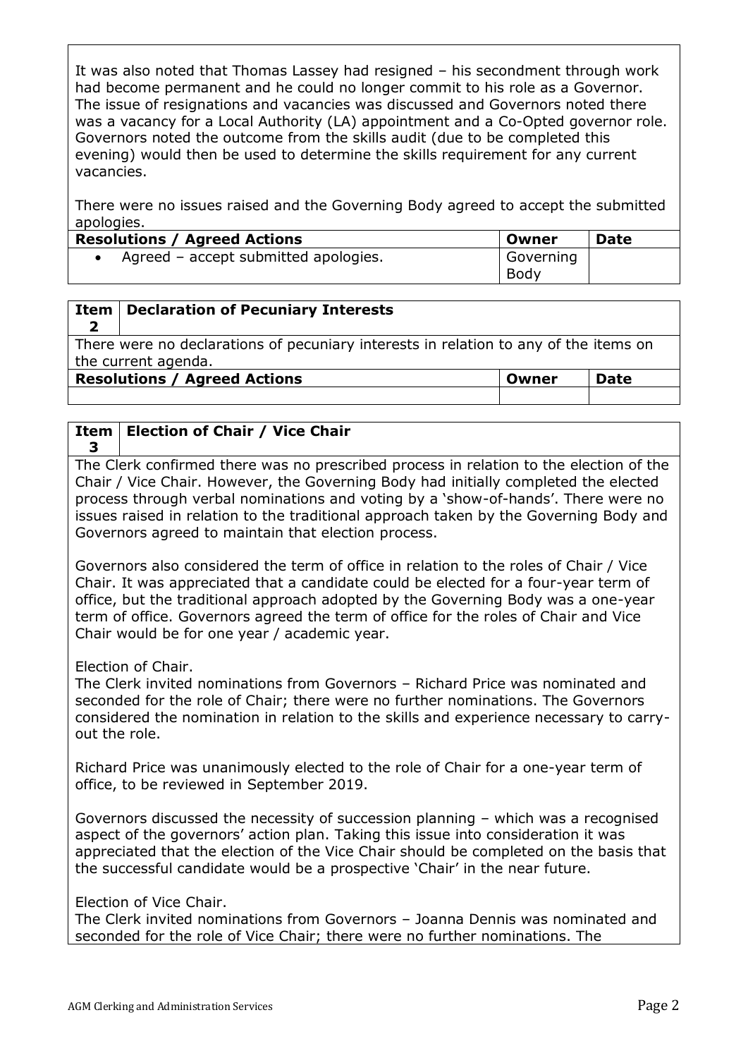It was also noted that Thomas Lassey had resigned – his secondment through work had become permanent and he could no longer commit to his role as a Governor. The issue of resignations and vacancies was discussed and Governors noted there was a vacancy for a Local Authority (LA) appointment and a Co-Opted governor role. Governors noted the outcome from the skills audit (due to be completed this evening) would then be used to determine the skills requirement for any current vacancies.

There were no issues raised and the Governing Body agreed to accept the submitted apologies.

| Resolutions / Agreed Actions | Owner | Date |
|---|---|---|
| • Agreed – accept submitted apologies. | Governing Body | |

| Item 2 | Declaration of Pecuniary Interests |
|---|---|

There were no declarations of pecuniary interests in relation to any of the items on the current agenda.

| Resolutions / Agreed Actions | Owner | Date |
|---|---|---|
| | | |

| Item 3 | Election of Chair / Vice Chair |
|---|---|

The Clerk confirmed there was no prescribed process in relation to the election of the Chair / Vice Chair. However, the Governing Body had initially completed the elected process through verbal nominations and voting by a 'show-of-hands'. There were no issues raised in relation to the traditional approach taken by the Governing Body and Governors agreed to maintain that election process.

Governors also considered the term of office in relation to the roles of Chair / Vice Chair. It was appreciated that a candidate could be elected for a four-year term of office, but the traditional approach adopted by the Governing Body was a one-year term of office. Governors agreed the term of office for the roles of Chair and Vice Chair would be for one year / academic year.

Election of Chair.
The Clerk invited nominations from Governors – Richard Price was nominated and seconded for the role of Chair; there were no further nominations. The Governors considered the nomination in relation to the skills and experience necessary to carry-out the role.

Richard Price was unanimously elected to the role of Chair for a one-year term of office, to be reviewed in September 2019.

Governors discussed the necessity of succession planning – which was a recognised aspect of the governors' action plan. Taking this issue into consideration it was appreciated that the election of the Vice Chair should be completed on the basis that the successful candidate would be a prospective 'Chair' in the near future.

Election of Vice Chair.
The Clerk invited nominations from Governors – Joanna Dennis was nominated and seconded for the role of Vice Chair; there were no further nominations. The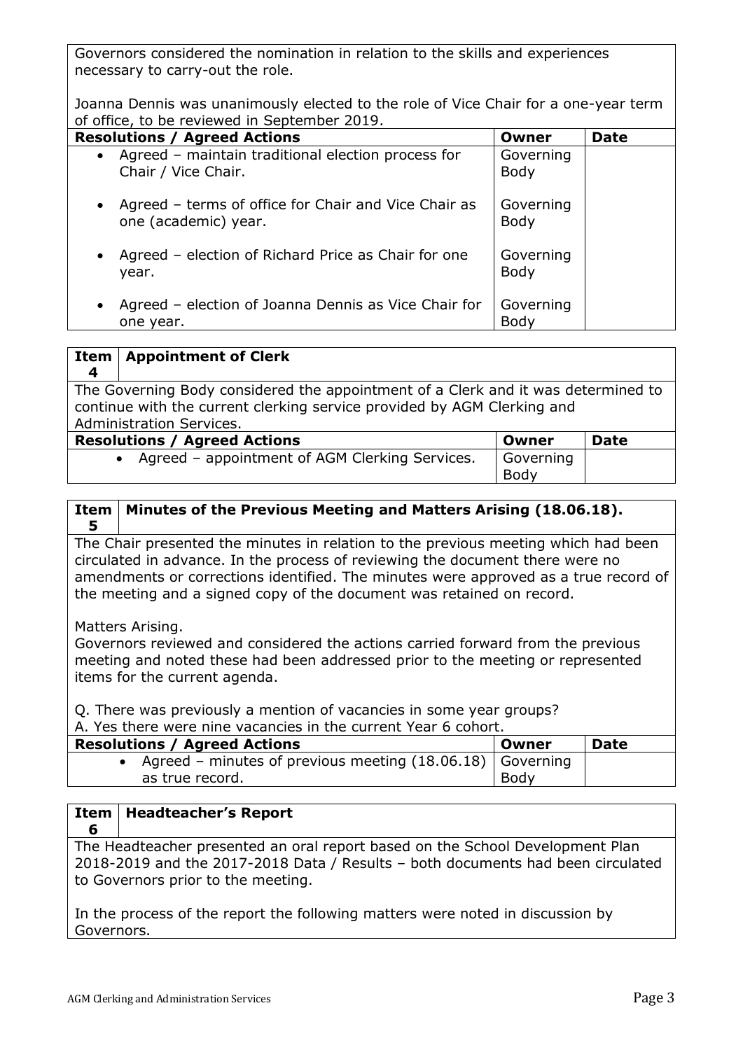Governors considered the nomination in relation to the skills and experiences necessary to carry-out the role.

Joanna Dennis was unanimously elected to the role of Vice Chair for a one-year term of office, to be reviewed in September 2019.

| Resolutions / Agreed Actions | Owner | Date |
|---|---|---|
| • Agreed – maintain traditional election process for Chair / Vice Chair. | Governing Body | |
| • Agreed – terms of office for Chair and Vice Chair as one (academic) year. | Governing Body | |
| • Agreed – election of Richard Price as Chair for one year. | Governing Body | |
| • Agreed – election of Joanna Dennis as Vice Chair for one year. | Governing Body | |

## Item 4 | Appointment of Clerk

The Governing Body considered the appointment of a Clerk and it was determined to continue with the current clerking service provided by AGM Clerking and Administration Services.

| Resolutions / Agreed Actions | Owner | Date |
|---|---|---|
| • Agreed – appointment of AGM Clerking Services. | Governing Body | |

## Item 5 | Minutes of the Previous Meeting and Matters Arising (18.06.18).

The Chair presented the minutes in relation to the previous meeting which had been circulated in advance. In the process of reviewing the document there were no amendments or corrections identified. The minutes were approved as a true record of the meeting and a signed copy of the document was retained on record.

Matters Arising.

Governors reviewed and considered the actions carried forward from the previous meeting and noted these had been addressed prior to the meeting or represented items for the current agenda.

Q. There was previously a mention of vacancies in some year groups?
A. Yes there were nine vacancies in the current Year 6 cohort.

| Resolutions / Agreed Actions | Owner | Date |
|---|---|---|
| • Agreed – minutes of previous meeting (18.06.18) as true record. | Governing Body | |

## Item 6 | Headteacher's Report

The Headteacher presented an oral report based on the School Development Plan 2018-2019 and the 2017-2018 Data / Results – both documents had been circulated to Governors prior to the meeting.

In the process of the report the following matters were noted in discussion by Governors.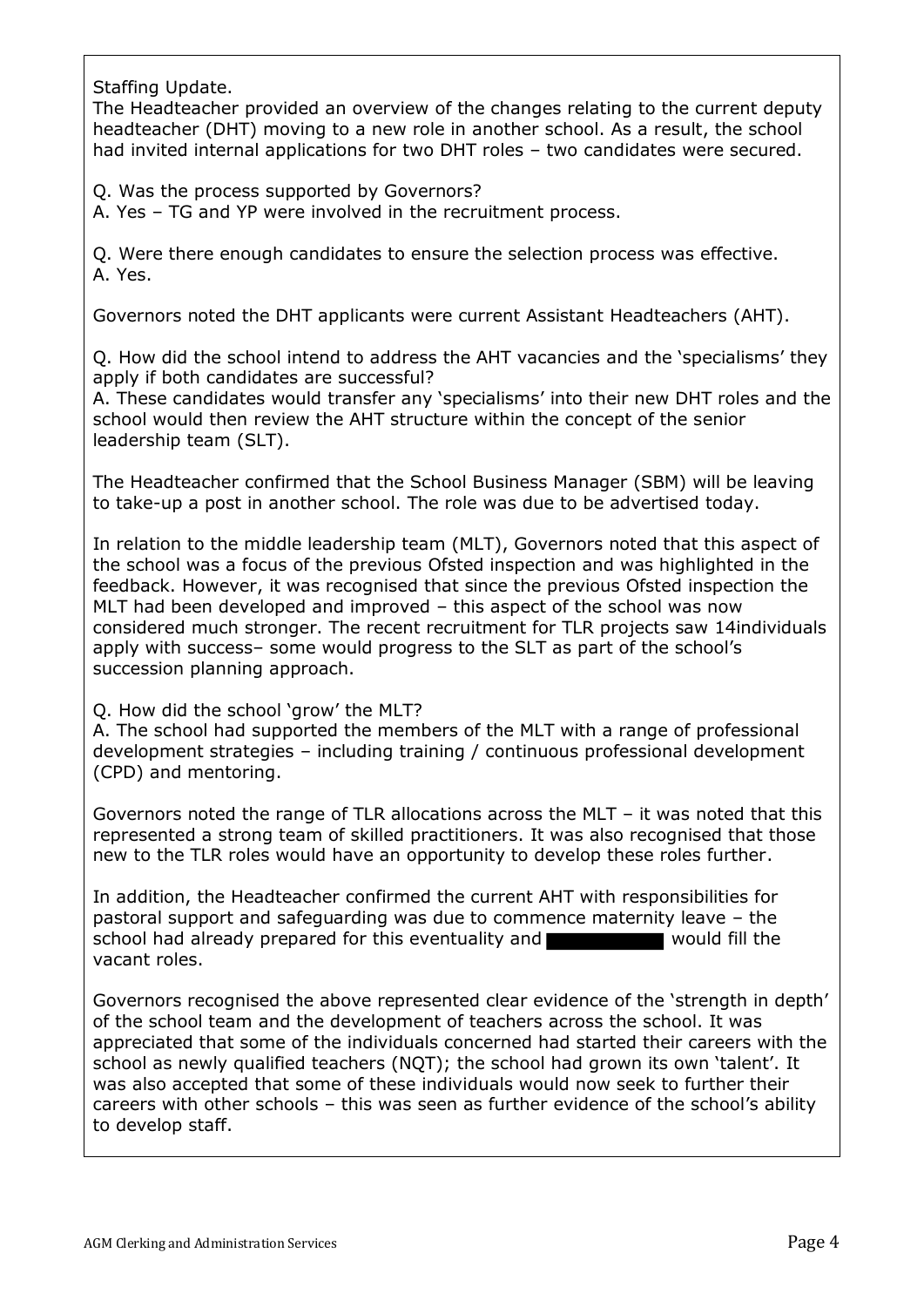Staffing Update.

The Headteacher provided an overview of the changes relating to the current deputy headteacher (DHT) moving to a new role in another school. As a result, the school had invited internal applications for two DHT roles – two candidates were secured.

Q. Was the process supported by Governors?
A. Yes – TG and YP were involved in the recruitment process.

Q. Were there enough candidates to ensure the selection process was effective.
A. Yes.

Governors noted the DHT applicants were current Assistant Headteachers (AHT).

Q. How did the school intend to address the AHT vacancies and the 'specialisms' they apply if both candidates are successful?
A. These candidates would transfer any 'specialisms' into their new DHT roles and the school would then review the AHT structure within the concept of the senior leadership team (SLT).

The Headteacher confirmed that the School Business Manager (SBM) will be leaving to take-up a post in another school. The role was due to be advertised today.

In relation to the middle leadership team (MLT), Governors noted that this aspect of the school was a focus of the previous Ofsted inspection and was highlighted in the feedback. However, it was recognised that since the previous Ofsted inspection the MLT had been developed and improved – this aspect of the school was now considered much stronger. The recent recruitment for TLR projects saw 14individuals apply with success– some would progress to the SLT as part of the school's succession planning approach.

Q. How did the school 'grow' the MLT?
A. The school had supported the members of the MLT with a range of professional development strategies – including training / continuous professional development (CPD) and mentoring.

Governors noted the range of TLR allocations across the MLT – it was noted that this represented a strong team of skilled practitioners. It was also recognised that those new to the TLR roles would have an opportunity to develop these roles further.

In addition, the Headteacher confirmed the current AHT with responsibilities for pastoral support and safeguarding was due to commence maternity leave – the school had already prepared for this eventuality and ██████████ would fill the vacant roles.

Governors recognised the above represented clear evidence of the 'strength in depth' of the school team and the development of teachers across the school. It was appreciated that some of the individuals concerned had started their careers with the school as newly qualified teachers (NQT); the school had grown its own 'talent'. It was also accepted that some of these individuals would now seek to further their careers with other schools – this was seen as further evidence of the school's ability to develop staff.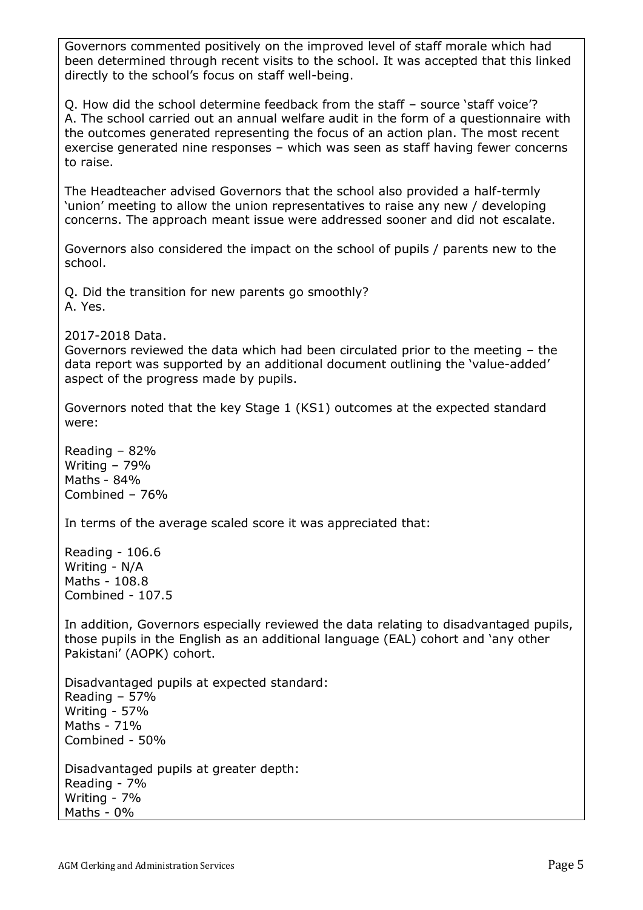Governors commented positively on the improved level of staff morale which had been determined through recent visits to the school. It was accepted that this linked directly to the school's focus on staff well-being.

Q. How did the school determine feedback from the staff – source 'staff voice'?
A. The school carried out an annual welfare audit in the form of a questionnaire with the outcomes generated representing the focus of an action plan. The most recent exercise generated nine responses – which was seen as staff having fewer concerns to raise.

The Headteacher advised Governors that the school also provided a half-termly 'union' meeting to allow the union representatives to raise any new / developing concerns. The approach meant issue were addressed sooner and did not escalate.

Governors also considered the impact on the school of pupils / parents new to the school.

Q. Did the transition for new parents go smoothly?
A. Yes.

2017-2018 Data.
Governors reviewed the data which had been circulated prior to the meeting – the data report was supported by an additional document outlining the 'value-added' aspect of the progress made by pupils.

Governors noted that the key Stage 1 (KS1) outcomes at the expected standard were:

Reading – 82%
Writing – 79%
Maths - 84%
Combined – 76%

In terms of the average scaled score it was appreciated that:

Reading - 106.6
Writing - N/A
Maths - 108.8
Combined - 107.5

In addition, Governors especially reviewed the data relating to disadvantaged pupils, those pupils in the English as an additional language (EAL) cohort and 'any other Pakistani' (AOPK) cohort.

Disadvantaged pupils at expected standard:
Reading – 57%
Writing - 57%
Maths - 71%
Combined - 50%

Disadvantaged pupils at greater depth:
Reading - 7%
Writing - 7%
Maths - 0%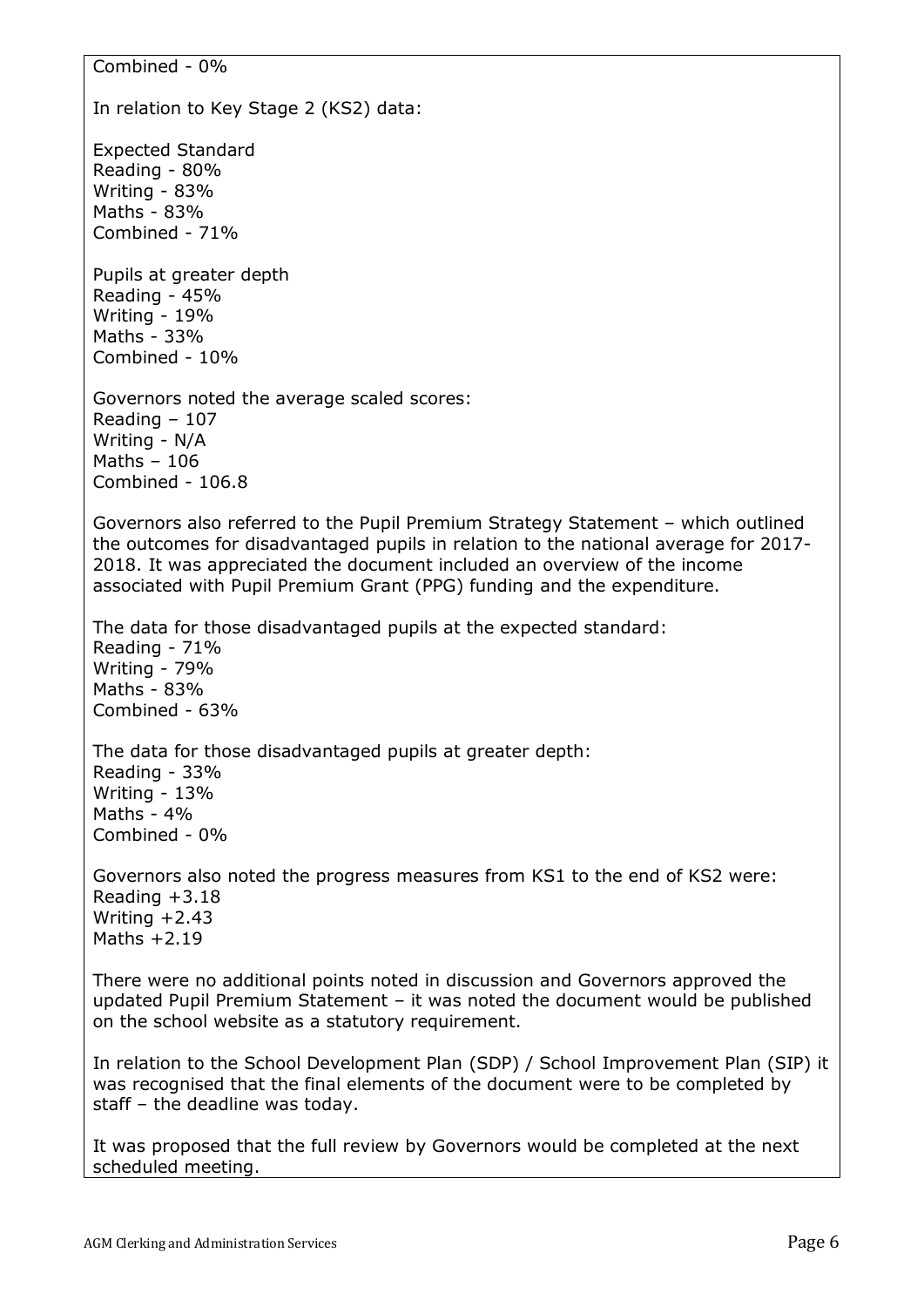Combined - 0%

In relation to Key Stage 2 (KS2) data:

Expected Standard
Reading - 80%
Writing - 83%
Maths - 83%
Combined - 71%

Pupils at greater depth
Reading - 45%
Writing - 19%
Maths - 33%
Combined - 10%

Governors noted the average scaled scores:
Reading – 107
Writing - N/A
Maths – 106
Combined - 106.8

Governors also referred to the Pupil Premium Strategy Statement – which outlined the outcomes for disadvantaged pupils in relation to the national average for 2017-2018. It was appreciated the document included an overview of the income associated with Pupil Premium Grant (PPG) funding and the expenditure.

The data for those disadvantaged pupils at the expected standard:
Reading - 71%
Writing - 79%
Maths - 83%
Combined - 63%

The data for those disadvantaged pupils at greater depth:
Reading - 33%
Writing - 13%
Maths - 4%
Combined - 0%

Governors also noted the progress measures from KS1 to the end of KS2 were:
Reading +3.18
Writing +2.43
Maths +2.19

There were no additional points noted in discussion and Governors approved the updated Pupil Premium Statement – it was noted the document would be published on the school website as a statutory requirement.

In relation to the School Development Plan (SDP) / School Improvement Plan (SIP) it was recognised that the final elements of the document were to be completed by staff – the deadline was today.

It was proposed that the full review by Governors would be completed at the next scheduled meeting.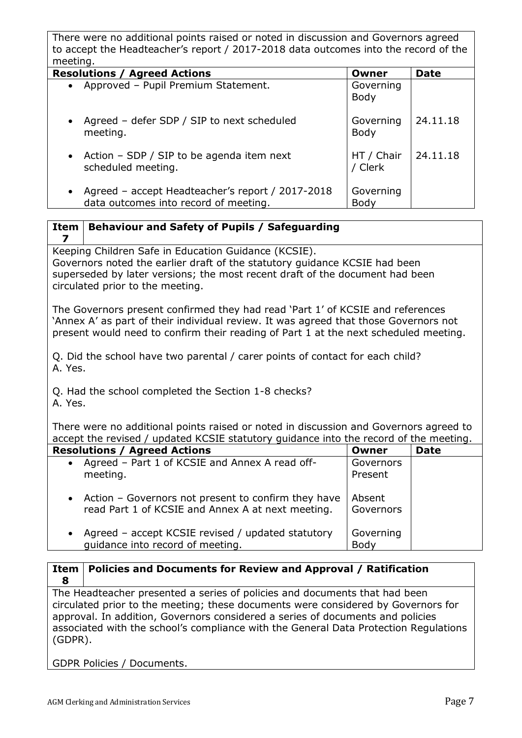There were no additional points raised or noted in discussion and Governors agreed to accept the Headteacher's report / 2017-2018 data outcomes into the record of the meeting.

| Resolutions / Agreed Actions | Owner | Date |
|---|---|---|
| • Approved – Pupil Premium Statement. | Governing Body | |
| • Agreed – defer SDP / SIP to next scheduled meeting. | Governing Body | 24.11.18 |
| • Action – SDP / SIP to be agenda item next scheduled meeting. | HT / Chair / Clerk | 24.11.18 |
| • Agreed – accept Headteacher's report / 2017-2018 data outcomes into record of meeting. | Governing Body | |

## Item 7 Behaviour and Safety of Pupils / Safeguarding

Keeping Children Safe in Education Guidance (KCSIE).
Governors noted the earlier draft of the statutory guidance KCSIE had been superseded by later versions; the most recent draft of the document had been circulated prior to the meeting.

The Governors present confirmed they had read 'Part 1' of KCSIE and references 'Annex A' as part of their individual review. It was agreed that those Governors not present would need to confirm their reading of Part 1 at the next scheduled meeting.

Q. Did the school have two parental / carer points of contact for each child?
A. Yes.

Q. Had the school completed the Section 1-8 checks?
A. Yes.

There were no additional points raised or noted in discussion and Governors agreed to accept the revised / updated KCSIE statutory guidance into the record of the meeting.

| Resolutions / Agreed Actions | Owner | Date |
|---|---|---|
| • Agreed – Part 1 of KCSIE and Annex A read off-meeting. | Governors Present | |
| • Action – Governors not present to confirm they have read Part 1 of KCSIE and Annex A at next meeting. | Absent Governors | |
| • Agreed – accept KCSIE revised / updated statutory guidance into record of meeting. | Governing Body | |

## Item 8 Policies and Documents for Review and Approval / Ratification

The Headteacher presented a series of policies and documents that had been circulated prior to the meeting; these documents were considered by Governors for approval. In addition, Governors considered a series of documents and policies associated with the school's compliance with the General Data Protection Regulations (GDPR).

GDPR Policies / Documents.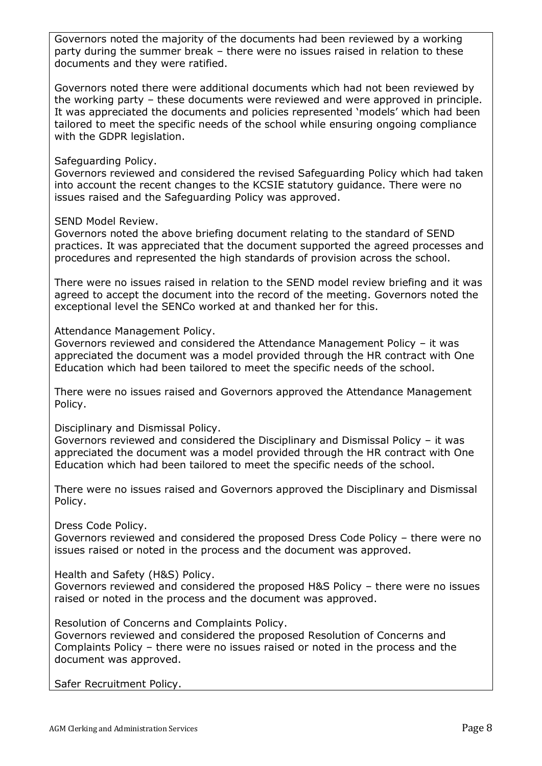Governors noted the majority of the documents had been reviewed by a working party during the summer break – there were no issues raised in relation to these documents and they were ratified.

Governors noted there were additional documents which had not been reviewed by the working party – these documents were reviewed and were approved in principle. It was appreciated the documents and policies represented 'models' which had been tailored to meet the specific needs of the school while ensuring ongoing compliance with the GDPR legislation.

Safeguarding Policy.
Governors reviewed and considered the revised Safeguarding Policy which had taken into account the recent changes to the KCSIE statutory guidance. There were no issues raised and the Safeguarding Policy was approved.

SEND Model Review.
Governors noted the above briefing document relating to the standard of SEND practices. It was appreciated that the document supported the agreed processes and procedures and represented the high standards of provision across the school.

There were no issues raised in relation to the SEND model review briefing and it was agreed to accept the document into the record of the meeting. Governors noted the exceptional level the SENCo worked at and thanked her for this.

Attendance Management Policy.
Governors reviewed and considered the Attendance Management Policy – it was appreciated the document was a model provided through the HR contract with One Education which had been tailored to meet the specific needs of the school.

There were no issues raised and Governors approved the Attendance Management Policy.

Disciplinary and Dismissal Policy.
Governors reviewed and considered the Disciplinary and Dismissal Policy – it was appreciated the document was a model provided through the HR contract with One Education which had been tailored to meet the specific needs of the school.

There were no issues raised and Governors approved the Disciplinary and Dismissal Policy.

Dress Code Policy.
Governors reviewed and considered the proposed Dress Code Policy – there were no issues raised or noted in the process and the document was approved.

Health and Safety (H&S) Policy.
Governors reviewed and considered the proposed H&S Policy – there were no issues raised or noted in the process and the document was approved.

Resolution of Concerns and Complaints Policy.
Governors reviewed and considered the proposed Resolution of Concerns and Complaints Policy – there were no issues raised or noted in the process and the document was approved.

Safer Recruitment Policy.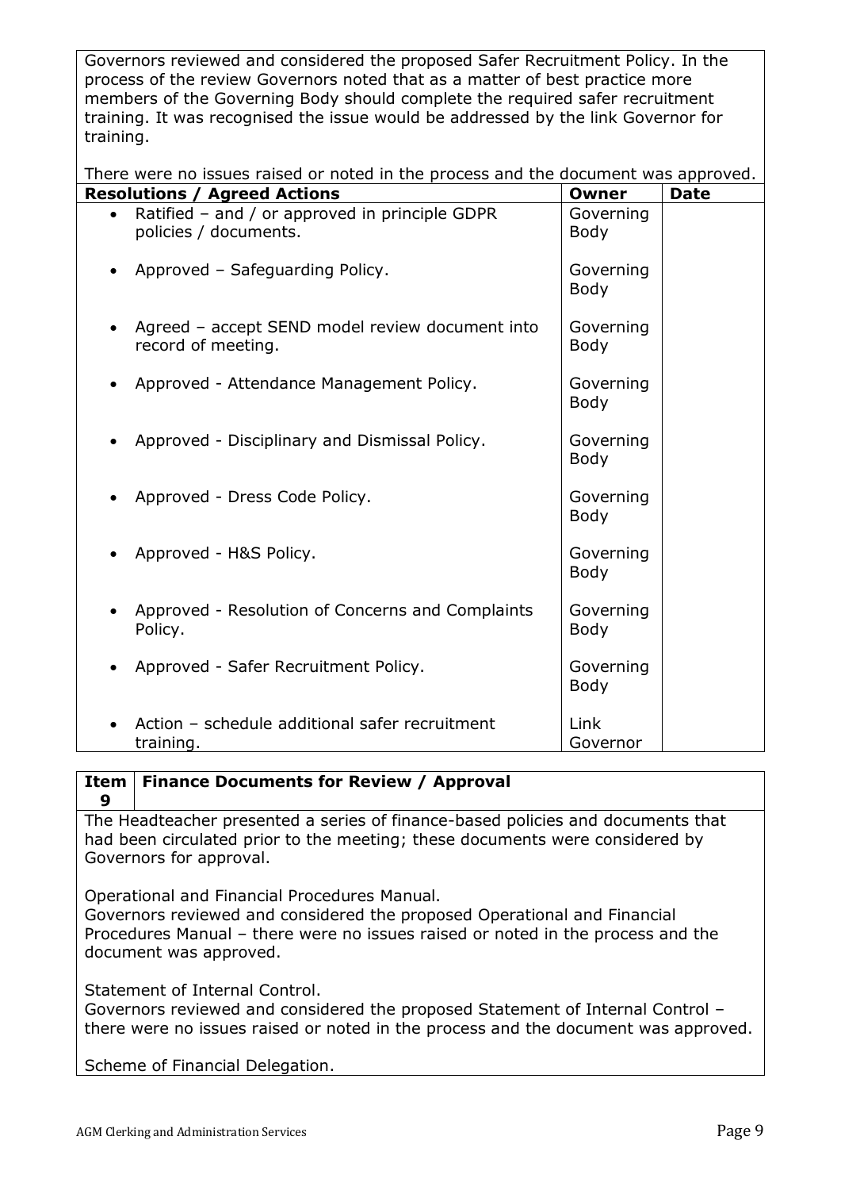Governors reviewed and considered the proposed Safer Recruitment Policy. In the process of the review Governors noted that as a matter of best practice more members of the Governing Body should complete the required safer recruitment training. It was recognised the issue would be addressed by the link Governor for training.

There were no issues raised or noted in the process and the document was approved.

| Resolutions / Agreed Actions | Owner | Date |
|---|---|---|
| • Ratified – and / or approved in principle GDPR policies / documents. | Governing Body | |
| • Approved – Safeguarding Policy. | Governing Body | |
| • Agreed – accept SEND model review document into record of meeting. | Governing Body | |
| • Approved - Attendance Management Policy. | Governing Body | |
| • Approved - Disciplinary and Dismissal Policy. | Governing Body | |
| • Approved - Dress Code Policy. | Governing Body | |
| • Approved - H&S Policy. | Governing Body | |
| • Approved - Resolution of Concerns and Complaints Policy. | Governing Body | |
| • Approved - Safer Recruitment Policy. | Governing Body | |
| • Action – schedule additional safer recruitment training. | Link Governor | |

| Item 9 | Finance Documents for Review / Approval |
|---|---|

The Headteacher presented a series of finance-based policies and documents that had been circulated prior to the meeting; these documents were considered by Governors for approval.

Operational and Financial Procedures Manual.
Governors reviewed and considered the proposed Operational and Financial Procedures Manual – there were no issues raised or noted in the process and the document was approved.

Statement of Internal Control.
Governors reviewed and considered the proposed Statement of Internal Control – there were no issues raised or noted in the process and the document was approved.

Scheme of Financial Delegation.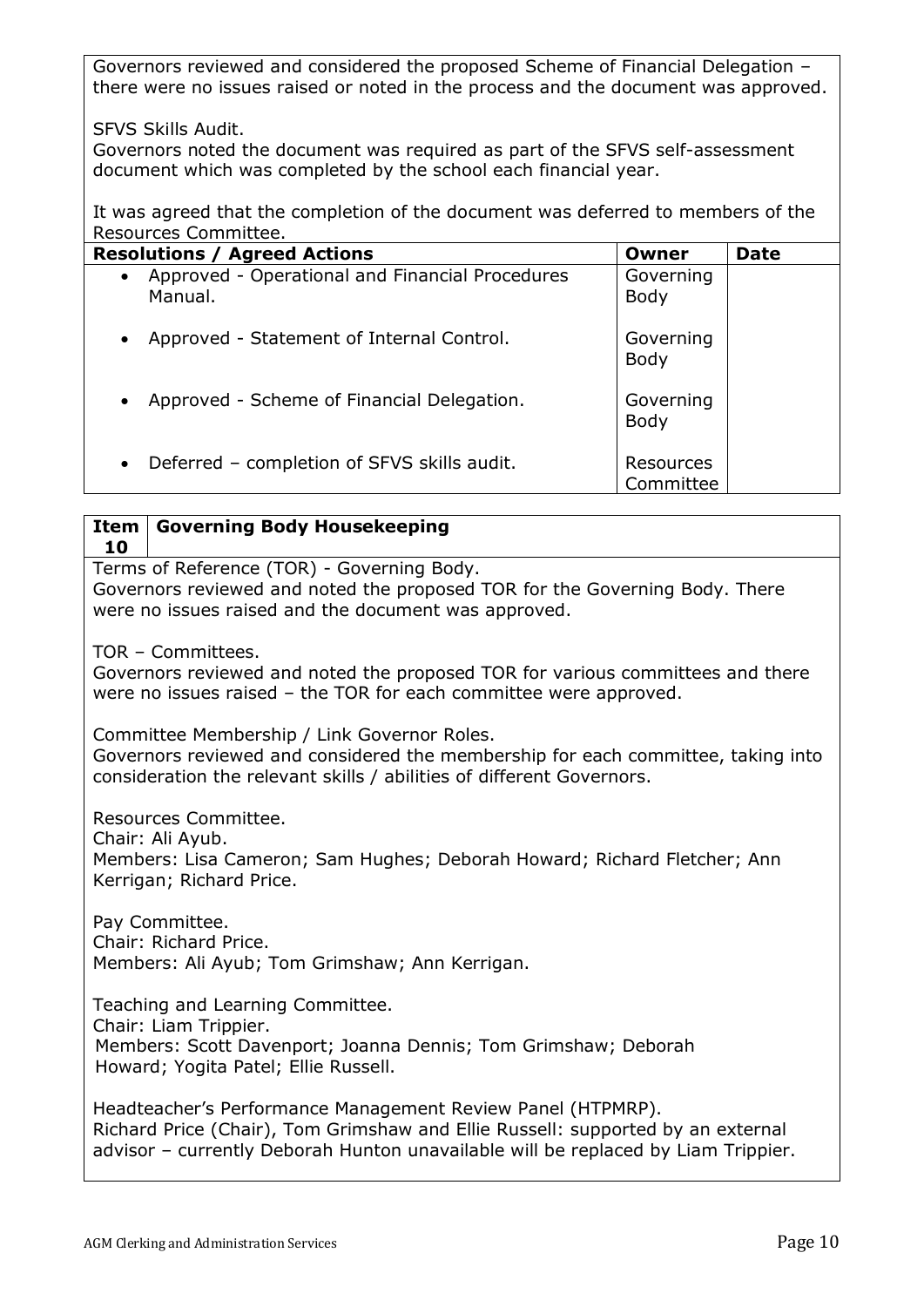Governors reviewed and considered the proposed Scheme of Financial Delegation – there were no issues raised or noted in the process and the document was approved.

SFVS Skills Audit.
Governors noted the document was required as part of the SFVS self-assessment document which was completed by the school each financial year.

It was agreed that the completion of the document was deferred to members of the Resources Committee.

| Resolutions / Agreed Actions | Owner | Date |
|---|---|---|
| • Approved - Operational and Financial Procedures Manual. | Governing Body | |
| • Approved - Statement of Internal Control. | Governing Body | |
| • Approved - Scheme of Financial Delegation. | Governing Body | |
| • Deferred – completion of SFVS skills audit. | Resources Committee | |

| Item 10 | Governing Body Housekeeping |
|---|---|

Terms of Reference (TOR) - Governing Body.
Governors reviewed and noted the proposed TOR for the Governing Body. There were no issues raised and the document was approved.

TOR – Committees.
Governors reviewed and noted the proposed TOR for various committees and there were no issues raised – the TOR for each committee were approved.

Committee Membership / Link Governor Roles.
Governors reviewed and considered the membership for each committee, taking into consideration the relevant skills / abilities of different Governors.

Resources Committee.
Chair: Ali Ayub.
Members: Lisa Cameron; Sam Hughes; Deborah Howard; Richard Fletcher; Ann Kerrigan; Richard Price.

Pay Committee.
Chair: Richard Price.
Members: Ali Ayub; Tom Grimshaw; Ann Kerrigan.

Teaching and Learning Committee.
Chair: Liam Trippier.
Members: Scott Davenport; Joanna Dennis; Tom Grimshaw; Deborah Howard; Yogita Patel; Ellie Russell.

Headteacher's Performance Management Review Panel (HTPMRP).
Richard Price (Chair), Tom Grimshaw and Ellie Russell: supported by an external advisor – currently Deborah Hunton unavailable will be replaced by Liam Trippier.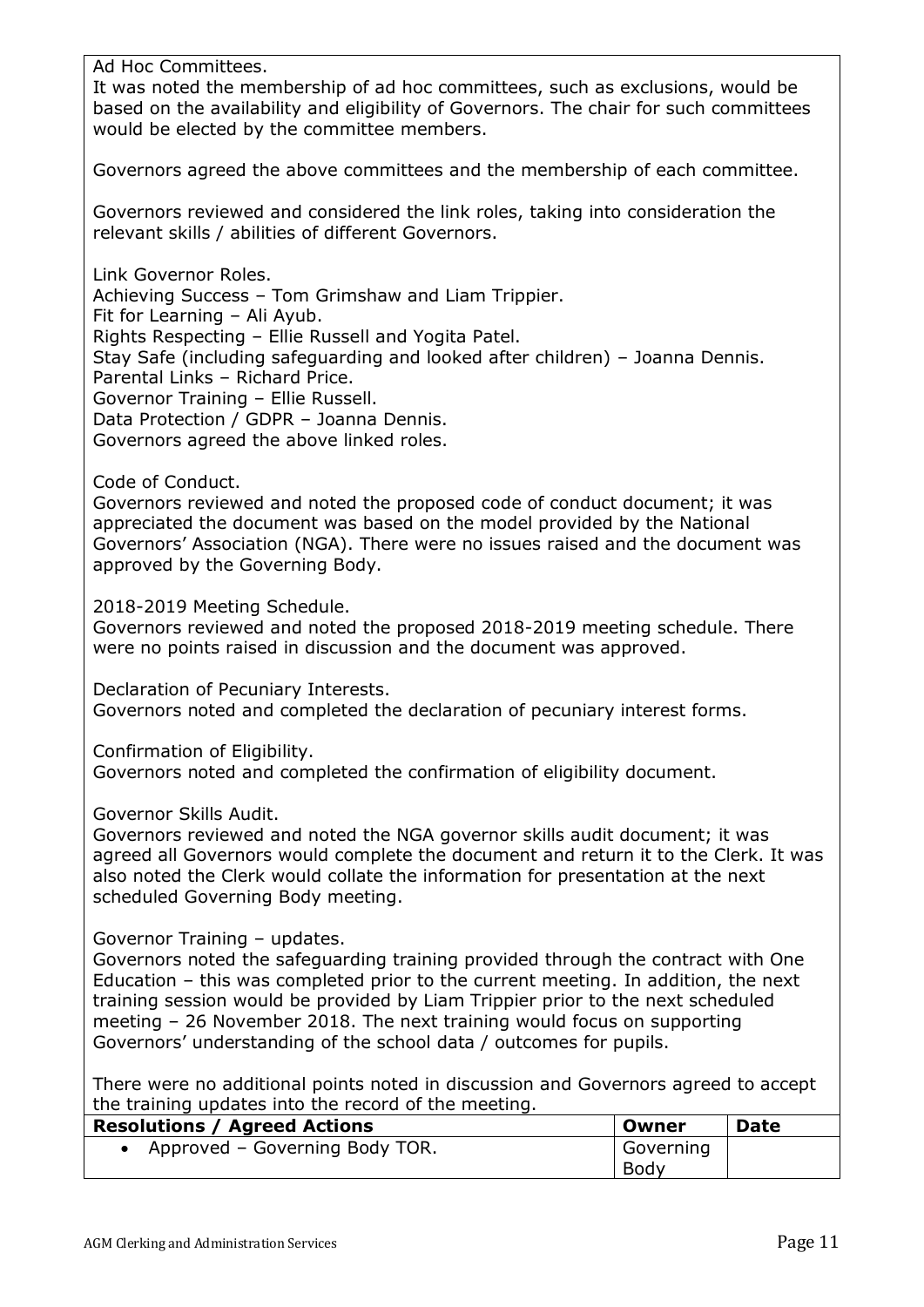Ad Hoc Committees.
It was noted the membership of ad hoc committees, such as exclusions, would be based on the availability and eligibility of Governors. The chair for such committees would be elected by the committee members.

Governors agreed the above committees and the membership of each committee.

Governors reviewed and considered the link roles, taking into consideration the relevant skills / abilities of different Governors.

Link Governor Roles.
Achieving Success – Tom Grimshaw and Liam Trippier.
Fit for Learning – Ali Ayub.
Rights Respecting – Ellie Russell and Yogita Patel.
Stay Safe (including safeguarding and looked after children) – Joanna Dennis.
Parental Links – Richard Price.
Governor Training – Ellie Russell.
Data Protection / GDPR – Joanna Dennis.
Governors agreed the above linked roles.

Code of Conduct.
Governors reviewed and noted the proposed code of conduct document; it was appreciated the document was based on the model provided by the National Governors' Association (NGA). There were no issues raised and the document was approved by the Governing Body.

2018-2019 Meeting Schedule.
Governors reviewed and noted the proposed 2018-2019 meeting schedule. There were no points raised in discussion and the document was approved.

Declaration of Pecuniary Interests.
Governors noted and completed the declaration of pecuniary interest forms.

Confirmation of Eligibility.
Governors noted and completed the confirmation of eligibility document.

Governor Skills Audit.
Governors reviewed and noted the NGA governor skills audit document; it was agreed all Governors would complete the document and return it to the Clerk. It was also noted the Clerk would collate the information for presentation at the next scheduled Governing Body meeting.

Governor Training – updates.
Governors noted the safeguarding training provided through the contract with One Education – this was completed prior to the current meeting. In addition, the next training session would be provided by Liam Trippier prior to the next scheduled meeting – 26 November 2018. The next training would focus on supporting Governors' understanding of the school data / outcomes for pupils.

There were no additional points noted in discussion and Governors agreed to accept the training updates into the record of the meeting.

| **Resolutions / Agreed Actions** | **Owner** | **Date** |
|---|---|---|
| • Approved – Governing Body TOR. | Governing Body | |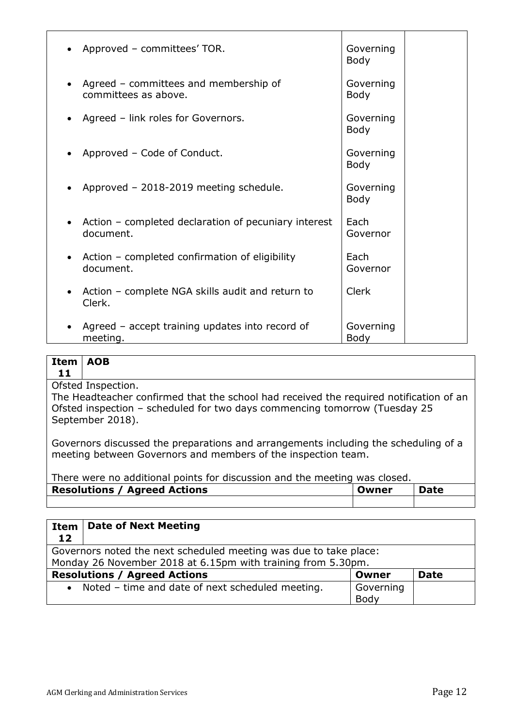| | | |
|---|---|---|
| • Approved – committees' TOR. | Governing Body | |
| • Agreed – committees and membership of committees as above. | Governing Body | |
| • Agreed – link roles for Governors. | Governing Body | |
| • Approved – Code of Conduct. | Governing Body | |
| • Approved – 2018-2019 meeting schedule. | Governing Body | |
| • Action – completed declaration of pecuniary interest document. | Each Governor | |
| • Action – completed confirmation of eligibility document. | Each Governor | |
| • Action – complete NGA skills audit and return to Clerk. | Clerk | |
| • Agreed – accept training updates into record of meeting. | Governing Body | |

| Item 11 | AOB | |
|---|---|---|
| Ofsted Inspection.<br>The Headteacher confirmed that the school had received the required notification of an Ofsted inspection – scheduled for two days commencing tomorrow (Tuesday 25 September 2018).<br><br>Governors discussed the preparations and arrangements including the scheduling of a meeting between Governors and members of the inspection team.<br><br>There were no additional points for discussion and the meeting was closed. | | |
| **Resolutions / Agreed Actions** | **Owner** | **Date** |
| | | |

| Item 12 | Date of Next Meeting | |
|---|---|---|
| Governors noted the next scheduled meeting was due to take place:<br>Monday 26 November 2018 at 6.15pm with training from 5.30pm. | | |
| **Resolutions / Agreed Actions** | **Owner** | **Date** |
| • Noted – time and date of next scheduled meeting. | Governing Body | |